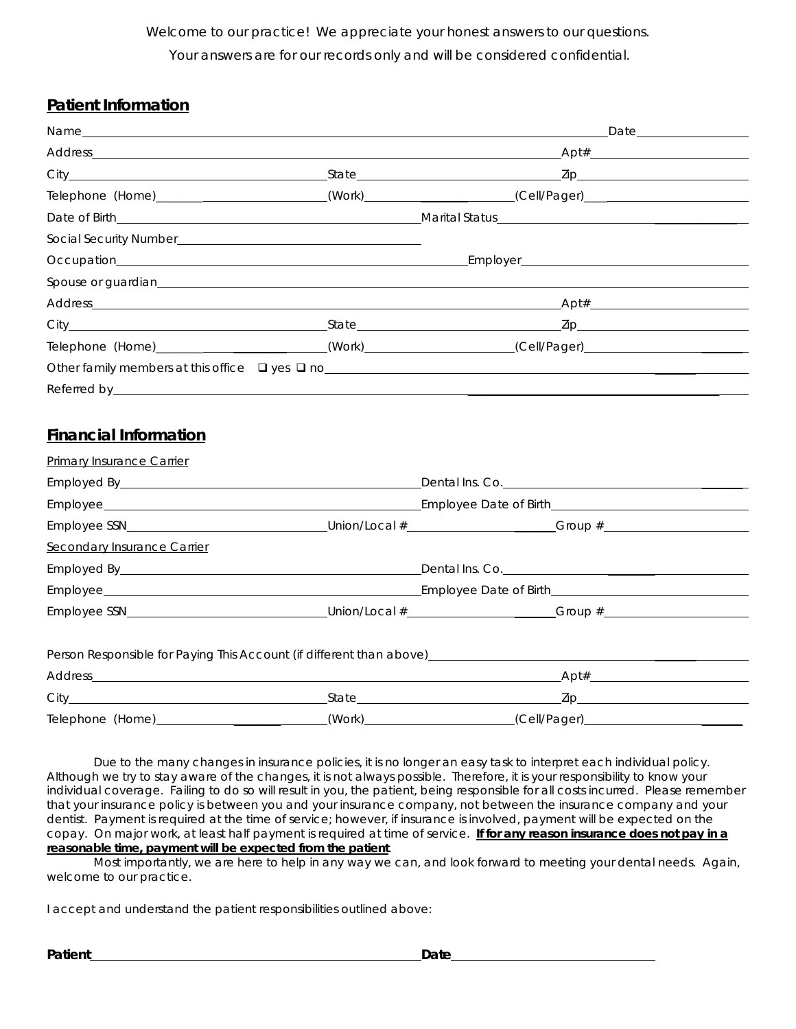Welcome to our practice! We appreciate your honest answers to our questions.

Your answers are for our records only and will be considered confidential.

## Patient Information

Name\_\_\_\_\_\_\_\_\_\_\_\_\_\_\_\_\_\_\_\_\_\_\_\_\_\_\_\_\_\_\_\_\_\_\_\_\_\_\_\_ Date\_\_\_\_\_\_\_\_\_\_\_\_

Address\_\_\_\_\_\_\_\_\_\_\_\_\_\_\_\_\_\_\_\_\_\_\_\_\_\_\_\_\_\_\_\_\_\_\_\_ Apt#\_\_\_\_\_\_\_\_\_\_\_\_

City\_\_\_\_\_\_\_\_\_\_\_\_\_\_\_\_\_\_\_\_ State\_\_\_\_\_\_\_\_\_\_\_\_\_\_\_\_ Zip\_\_\_\_\_\_\_\_\_\_\_\_

Telephone (Home)\_\_\_\_\_\_\_\_\_\_\_\_ (Work)\_\_\_\_\_\_\_\_\_\_\_\_ (Cell/Pager)\_\_\_\_\_\_\_\_\_\_\_\_

Date of Birth\_\_\_\_\_\_\_\_\_\_\_\_\_\_\_\_\_\_\_\_\_\_\_\_ Marital Status\_\_\_\_\_\_\_\_\_\_\_\_\_\_\_\_

Social Security Number\_\_\_\_\_\_\_\_\_\_\_\_\_\_\_\_\_\_\_\_

Occupation\_\_\_\_\_\_\_\_\_\_\_\_\_\_\_\_\_\_\_\_\_\_\_\_ Employer\_\_\_\_\_\_\_\_\_\_\_\_\_\_\_\_\_\_\_\_

Spouse or guardian\_\_\_\_\_\_\_\_\_\_\_\_\_\_\_\_\_\_\_\_\_\_\_\_\_\_\_\_\_\_\_\_\_\_\_\_\_\_\_\_

Address\_\_\_\_\_\_\_\_\_\_\_\_\_\_\_\_\_\_\_\_\_\_\_\_\_\_\_\_\_\_\_\_\_\_\_\_ Apt#\_\_\_\_\_\_\_\_\_\_\_\_

City\_\_\_\_\_\_\_\_\_\_\_\_\_\_\_\_\_\_\_\_ State\_\_\_\_\_\_\_\_\_\_\_\_\_\_\_\_ Zip\_\_\_\_\_\_\_\_\_\_\_\_

Telephone (Home)\_\_\_\_\_\_\_\_\_\_\_\_ (Work)\_\_\_\_\_\_\_\_\_\_\_\_ (Cell/Pager)\_\_\_\_\_\_\_\_\_\_\_\_

Other family members at this office ☐ yes ☐ no\_\_\_\_\_\_\_\_\_\_\_\_\_\_\_\_\_\_\_\_\_\_\_\_

Referred by\_\_\_\_\_\_\_\_\_\_\_\_\_\_\_\_\_\_\_\_\_\_\_\_\_\_\_\_\_\_\_\_\_\_\_\_\_\_\_\_

## Financial Information

Primary Insurance Carrier

Employed By\_\_\_\_\_\_\_\_\_\_\_\_\_\_\_\_\_\_\_\_\_\_\_\_ Dental Ins. Co.\_\_\_\_\_\_\_\_\_\_\_\_\_\_\_\_\_\_\_\_

Employee\_\_\_\_\_\_\_\_\_\_\_\_\_\_\_\_\_\_\_\_\_\_\_\_ Employee Date of Birth\_\_\_\_\_\_\_\_\_\_\_\_\_\_\_\_

Employee SSN\_\_\_\_\_\_\_\_\_\_\_\_\_\_\_\_ Union/Local #\_\_\_\_\_\_\_\_\_\_\_\_ Group #\_\_\_\_\_\_\_\_\_\_\_\_

Secondary Insurance Carrier

Employed By\_\_\_\_\_\_\_\_\_\_\_\_\_\_\_\_\_\_\_\_\_\_\_\_ Dental Ins. Co.\_\_\_\_\_\_\_\_\_\_\_\_\_\_\_\_\_\_\_\_

Employee\_\_\_\_\_\_\_\_\_\_\_\_\_\_\_\_\_\_\_\_\_\_\_\_ Employee Date of Birth\_\_\_\_\_\_\_\_\_\_\_\_\_\_\_\_

Employee SSN\_\_\_\_\_\_\_\_\_\_\_\_\_\_\_\_ Union/Local #\_\_\_\_\_\_\_\_\_\_\_\_ Group #\_\_\_\_\_\_\_\_\_\_\_\_

Person Responsible for Paying This Account (if different than above)\_\_\_\_\_\_\_\_\_\_\_\_\_\_\_\_\_\_\_\_

Address\_\_\_\_\_\_\_\_\_\_\_\_\_\_\_\_\_\_\_\_\_\_\_\_\_\_\_\_\_\_\_\_\_\_\_\_ Apt#\_\_\_\_\_\_\_\_\_\_\_\_

City\_\_\_\_\_\_\_\_\_\_\_\_\_\_\_\_\_\_\_\_ State\_\_\_\_\_\_\_\_\_\_\_\_\_\_\_\_ Zip\_\_\_\_\_\_\_\_\_\_\_\_

Telephone (Home)\_\_\_\_\_\_\_\_\_\_\_\_ (Work)\_\_\_\_\_\_\_\_\_\_\_\_ (Cell/Pager)\_\_\_\_\_\_\_\_\_\_\_\_

Due to the many changes in insurance policies, it is no longer an easy task to interpret each individual policy. Although we try to stay aware of the changes, it is not always possible. Therefore, it is your responsibility to know your individual coverage. Failing to do so will result in you, the patient, being responsible for all costs incurred. Please remember that your insurance policy is between you and your insurance company, not between the insurance company and your dentist. Payment is required at the time of service; however, if insurance is involved, payment will be expected on the copay. On major work, at least half payment is required at time of service. **If for any reason insurance does not pay in a reasonable time, payment will be expected from the patient**.

Most importantly, we are here to help in any way we can, and look forward to meeting your dental needs. Again, welcome to our practice.

I accept and understand the patient responsibilities outlined above:

**Patient**\_\_\_\_\_\_\_\_\_\_\_\_\_\_\_\_\_\_\_\_\_\_\_\_ **Date**\_\_\_\_\_\_\_\_\_\_\_\_\_\_\_\_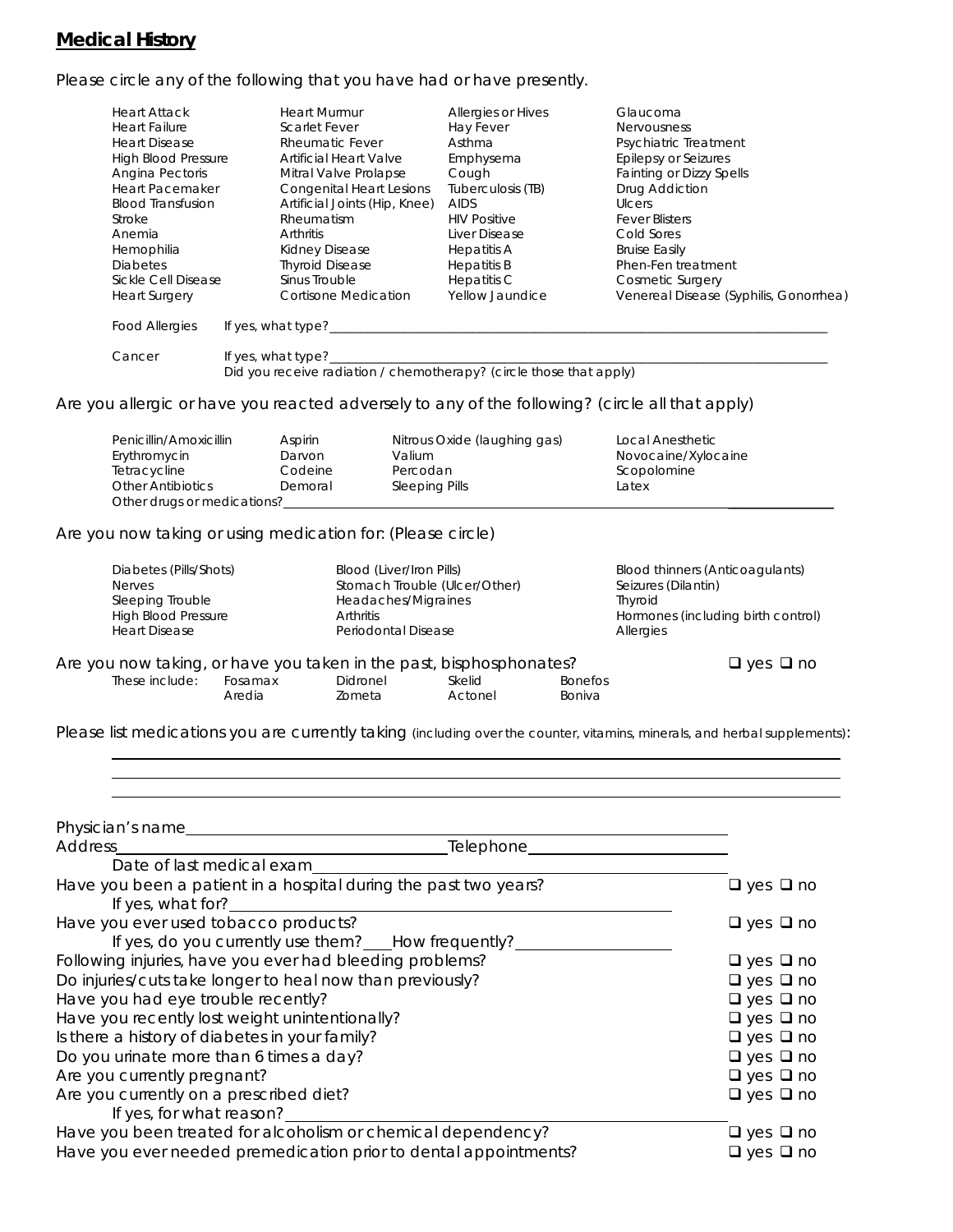## **Medical History**

Please circle any of the following that you have had or have presently.

| | | | |
|---|---|---|---|
| Heart Attack | Heart Murmur | Allergies or Hives | Glaucoma |
| Heart Failure | Scarlet Fever | Hay Fever | Nervousness |
| Heart Disease | Rheumatic Fever | Asthma | Psychiatric Treatment |
| High Blood Pressure | Artificial Heart Valve | Emphysema | Epilepsy or Seizures |
| Angina Pectoris | Mitral Valve Prolapse | Cough | Fainting or Dizzy Spells |
| Heart Pacemaker | Congenital Heart Lesions | Tuberculosis (TB) | Drug Addiction |
| Blood Transfusion | Artificial Joints (Hip, Knee) | AIDS | Ulcers |
| Stroke | Rheumatism | HIV Positive | Fever Blisters |
| Anemia | Arthritis | Liver Disease | Cold Sores |
| Hemophilia | Kidney Disease | Hepatitis A | Bruise Easily |
| Diabetes | Thyroid Disease | Hepatitis B | Phen-Fen treatment |
| Sickle Cell Disease | Sinus Trouble | Hepatitis C | Cosmetic Surgery |
| Heart Surgery | Cortisone Medication | Yellow Jaundice | Venereal Disease (Syphilis, Gonorrhea) |

Food Allergies If yes, what type?\_\_\_\_\_\_\_\_\_\_\_\_\_\_\_\_\_\_\_\_\_\_\_\_\_\_\_\_\_\_\_\_\_\_\_\_\_\_\_\_

Cancer If yes, what type?\_\_\_\_\_\_\_\_\_\_\_\_\_\_\_\_\_\_\_\_\_\_\_\_\_\_\_\_\_\_\_\_\_\_\_\_\_\_\_\_
Did you receive radiation / chemotherapy? (circle those that apply)

Are you allergic or have you reacted adversely to any of the following? (circle all that apply)

| | | | |
|---|---|---|---|
| Penicillin/Amoxicillin | Aspirin | Nitrous Oxide (laughing gas) | Local Anesthetic |
| Erythromycin | Darvon | Valium | Novocaine/Xylocaine |
| Tetracycline | Codeine | Percodan | Scopolomine |
| Other Antibiotics | Demoral | Sleeping Pills | Latex |

Other drugs or medications?\_\_\_\_\_\_\_\_\_\_\_\_\_\_\_\_\_\_\_\_\_\_\_\_\_\_\_\_\_\_\_\_\_\_\_\_\_\_\_\_

Are you now taking or using medication for: (Please circle)

| | | |
|---|---|---|
| Diabetes (Pills/Shots) | Blood (Liver/Iron Pills) | Blood thinners (Anticoagulants) |
| Nerves | Stomach Trouble (Ulcer/Other) | Seizures (Dilantin) |
| Sleeping Trouble | Headaches/Migraines | Thyroid |
| High Blood Pressure | Arthritis | Hormones (including birth control) |
| Heart Disease | Periodontal Disease | Allergies |

Are you now taking, or have you taken in the past, bisphosphonates? ❑ yes ❑ no

These include: Fosamax, Didronel, Skelid, Bonefos, Aredia, Zometa, Actonel, Boniva

Please list medications you are currently taking (including over the counter, vitamins, minerals, and herbal supplements):

\_\_\_\_\_\_\_\_\_\_\_\_\_\_\_\_\_\_\_\_\_\_\_\_\_\_\_\_\_\_\_\_\_\_\_\_\_\_\_\_\_\_\_\_\_\_\_\_\_\_\_\_\_\_\_\_\_\_\_\_\_\_\_\_
\_\_\_\_\_\_\_\_\_\_\_\_\_\_\_\_\_\_\_\_\_\_\_\_\_\_\_\_\_\_\_\_\_\_\_\_\_\_\_\_\_\_\_\_\_\_\_\_\_\_\_\_\_\_\_\_\_\_\_\_\_\_\_\_
\_\_\_\_\_\_\_\_\_\_\_\_\_\_\_\_\_\_\_\_\_\_\_\_\_\_\_\_\_\_\_\_\_\_\_\_\_\_\_\_\_\_\_\_\_\_\_\_\_\_\_\_\_\_\_\_\_\_\_\_\_\_\_\_

Physician's name\_\_\_\_\_\_\_\_\_\_\_\_\_\_\_\_\_\_\_\_\_\_\_\_\_\_\_\_\_\_\_\_\_\_\_\_\_\_\_\_

Address\_\_\_\_\_\_\_\_\_\_\_\_\_\_\_\_\_\_\_\_\_\_\_\_\_\_\_\_ Telephone\_\_\_\_\_\_\_\_\_\_\_\_\_\_\_\_\_\_

Date of last medical exam\_\_\_\_\_\_\_\_\_\_\_\_\_\_\_\_\_\_\_\_\_\_\_\_\_\_\_\_\_\_\_\_\_\_\_\_

Have you been a patient in a hospital during the past two years? ❑ yes ❑ no
If yes, what for?\_\_\_\_\_\_\_\_\_\_\_\_\_\_\_\_\_\_\_\_\_\_\_\_\_\_\_\_\_\_\_\_\_\_\_\_

Have you ever used tobacco products? ❑ yes ❑ no
If yes, do you currently use them?\_\_\_ How frequently?\_\_\_\_\_\_\_\_\_\_\_\_\_\_\_\_

Following injuries, have you ever had bleeding problems? ❑ yes ❑ no

Do injuries/cuts take longer to heal now than previously? ❑ yes ❑ no

Have you had eye trouble recently? ❑ yes ❑ no

Have you recently lost weight unintentionally? ❑ yes ❑ no

Is there a history of diabetes in your family? ❑ yes ❑ no

Do you urinate more than 6 times a day? ❑ yes ❑ no

Are you currently pregnant? ❑ yes ❑ no

Are you currently on a prescribed diet? ❑ yes ❑ no
If yes, for what reason?\_\_\_\_\_\_\_\_\_\_\_\_\_\_\_\_\_\_\_\_\_\_\_\_\_\_\_\_\_\_\_\_\_\_\_\_

Have you been treated for alcoholism or chemical dependency? ❑ yes ❑ no

Have you ever needed premedication prior to dental appointments? ❑ yes ❑ no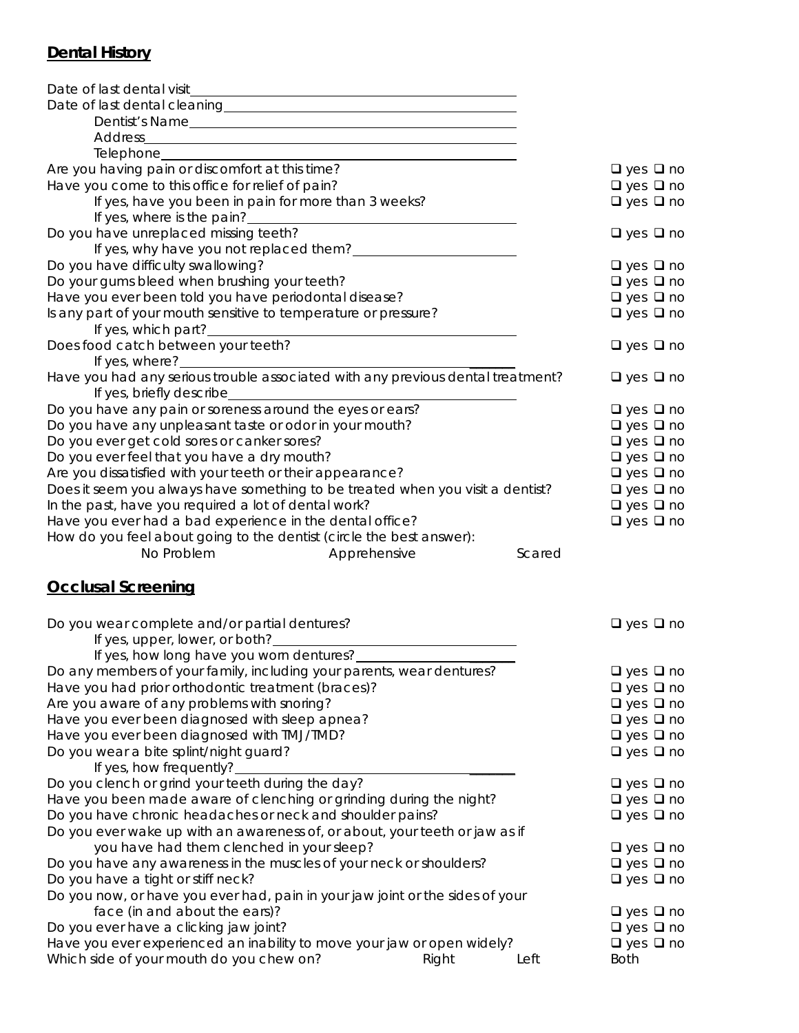## Dental History

Date of last dental visit\_\_\_\_\_\_\_\_\_\_\_\_\_\_\_\_\_\_\_\_\_\_\_\_\_\_\_\_\_\_\_\_\_\_\_\_\_\_\_\_

Date of last dental cleaning\_\_\_\_\_\_\_\_\_\_\_\_\_\_\_\_\_\_\_\_\_\_\_\_\_\_\_\_\_\_\_\_\_\_\_\_\_\_

Dentist's Name\_\_\_\_\_\_\_\_\_\_\_\_\_\_\_\_\_\_\_\_\_\_\_\_\_\_\_\_\_\_\_\_\_\_\_\_\_\_\_\_\_\_

Address\_\_\_\_\_\_\_\_\_\_\_\_\_\_\_\_\_\_\_\_\_\_\_\_\_\_\_\_\_\_\_\_\_\_\_\_\_\_\_\_\_\_\_\_\_\_

Telephone\_\_\_\_\_\_\_\_\_\_\_\_\_\_\_\_\_\_\_\_\_\_\_\_\_\_\_\_\_\_\_\_\_\_\_\_\_\_\_\_\_\_\_\_\_

Are you having pain or discomfort at this time? ❑ yes ❑ no

Have you come to this office for relief of pain? ❑ yes ❑ no

If yes, have you been in pain for more than 3 weeks? ❑ yes ❑ no

If yes, where is the pain?\_\_\_\_\_\_\_\_\_\_\_\_\_\_\_\_\_\_\_\_\_\_\_\_\_\_\_\_\_\_\_\_\_\_\_\_\_\_

Do you have unreplaced missing teeth? ❑ yes ❑ no

If yes, why have you not replaced them?\_\_\_\_\_\_\_\_\_\_\_\_\_\_\_\_\_\_\_\_\_\_\_\_

Do you have difficulty swallowing? ❑ yes ❑ no

Do your gums bleed when brushing your teeth? ❑ yes ❑ no

Have you ever been told you have periodontal disease? ❑ yes ❑ no

Is any part of your mouth sensitive to temperature or pressure? ❑ yes ❑ no

If yes, which part?\_\_\_\_\_\_\_\_\_\_\_\_\_\_\_\_\_\_\_\_\_\_\_\_\_\_\_\_\_\_\_\_\_\_\_\_\_\_\_\_\_\_\_\_

Does food catch between your teeth? ❑ yes ❑ no

If yes, where?\_\_\_\_\_\_\_\_\_\_\_\_\_\_\_\_\_\_\_\_\_\_\_\_\_\_\_\_\_\_\_\_\_\_\_\_\_\_\_\_\_\_\_\_\_\_\_\_

Have you had any serious trouble associated with any previous dental treatment? ❑ yes ❑ no

If yes, briefly describe\_\_\_\_\_\_\_\_\_\_\_\_\_\_\_\_\_\_\_\_\_\_\_\_\_\_\_\_\_\_\_\_\_\_\_\_\_\_\_\_\_\_

Do you have any pain or soreness around the eyes or ears? ❑ yes ❑ no

Do you have any unpleasant taste or odor in your mouth? ❑ yes ❑ no

Do you ever get cold sores or canker sores? ❑ yes ❑ no

Do you ever feel that you have a dry mouth? ❑ yes ❑ no

Are you dissatisfied with your teeth or their appearance? ❑ yes ❑ no

Does it seem you always have something to be treated when you visit a dentist? ❑ yes ❑ no

In the past, have you required a lot of dental work? ❑ yes ❑ no

Have you ever had a bad experience in the dental office? ❑ yes ❑ no

How do you feel about going to the dentist (circle the best answer):

No Problem Apprehensive Scared

## Occlusal Screening

Do you wear complete and/or partial dentures? ❑ yes ❑ no

If yes, upper, lower, or both?\_\_\_\_\_\_\_\_\_\_\_\_\_\_\_\_\_\_\_\_\_\_\_\_\_\_\_\_\_\_\_\_\_\_\_\_

If yes, how long have you worn dentures?\_\_\_\_\_\_\_\_\_\_\_\_\_\_\_\_\_\_\_\_\_\_\_\_\_

Do any members of your family, including your parents, wear dentures? ❑ yes ❑ no

Have you had prior orthodontic treatment (braces)? ❑ yes ❑ no

Are you aware of any problems with snoring? ❑ yes ❑ no

Have you ever been diagnosed with sleep apnea? ❑ yes ❑ no

Have you ever been diagnosed with TMJ/TMD? ❑ yes ❑ no

Do you wear a bite splint/night guard? ❑ yes ❑ no

If yes, how frequently?\_\_\_\_\_\_\_\_\_\_\_\_\_\_\_\_\_\_\_\_\_\_\_\_\_\_\_\_\_\_\_\_\_\_\_\_\_\_\_\_\_

Do you clench or grind your teeth during the day? ❑ yes ❑ no

Have you been made aware of clenching or grinding during the night? ❑ yes ❑ no

Do you have chronic headaches or neck and shoulder pains? ❑ yes ❑ no

Do you ever wake up with an awareness of, or about, your teeth or jaw as if you have had them clenched in your sleep? ❑ yes ❑ no

Do you have any awareness in the muscles of your neck or shoulders? ❑ yes ❑ no

Do you have a tight or stiff neck? ❑ yes ❑ no

Do you now, or have you ever had, pain in your jaw joint or the sides of your face (in and about the ears)? ❑ yes ❑ no

Do you ever have a clicking jaw joint? ❑ yes ❑ no

Have you ever experienced an inability to move your jaw or open widely? ❑ yes ❑ no

Which side of your mouth do you chew on? Right Left Both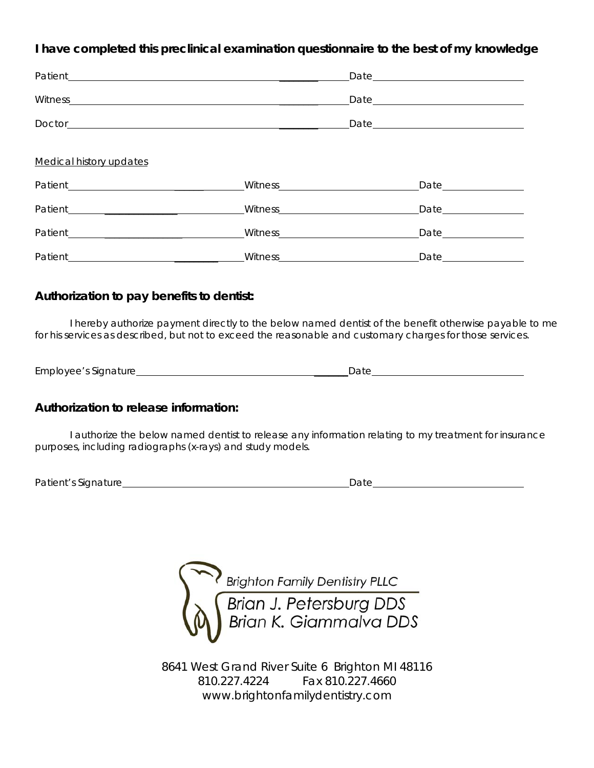**I have completed this preclinical examination questionnaire to the best of my knowledge**

Patient_______________________________________ Date_____________________________

Witness_______________________________________ Date_____________________________

Doctor________________________________________ Date_____________________________

Medical history updates

Patient_____________________ Witness_________________________ Date_______________

Patient_____________________ Witness_________________________ Date_______________

Patient_____________________ Witness_________________________ Date_______________

Patient_____________________ Witness_________________________ Date_______________

**Authorization to pay benefits to dentist:**

I hereby authorize payment directly to the below named dentist of the benefit otherwise payable to me for his services as described, but not to exceed the reasonable and customary charges for those services.

Employee's Signature_________________________________ Date_____________________________

**Authorization to release information:**

I authorize the below named dentist to release any information relating to my treatment for insurance purposes, including radiographs (x-rays) and study models.

Patient's Signature__________________________________ Date_____________________________

Brighton Family Dentistry PLLC

Brian J. Petersburg DDS
Brian K. Giammalva DDS

8641 West Grand River Suite 6 Brighton MI 48116
810.227.4224 Fax 810.227.4660
www.brightonfamilydentistry.com